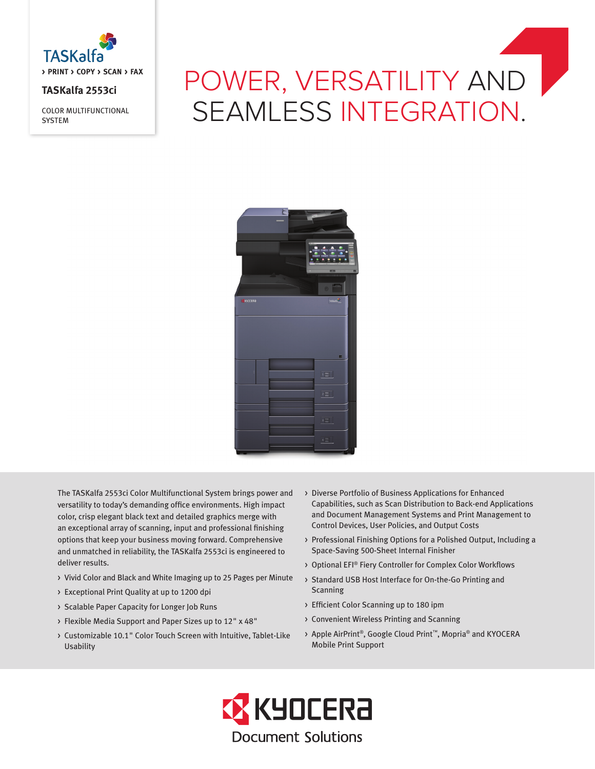TASKalfa

› PRINT › COPY › SCAN › FAX

**TASKalfa 2553ci**

COLOR MULTIFUNCTIONAL SYSTEM

# POWER, VERSATILITY AND SEAMLESS INTEGRATION.

The TASKalfa 2553ci Color Multifunctional System brings power and versatility to today's demanding office environments. High impact color, crisp elegant black text and detailed graphics merge with an exceptional array of scanning, input and professional finishing options that keep your business moving forward. Comprehensive and unmatched in reliability, the TASKalfa 2553ci is engineered to deliver results.

- Vivid Color and Black and White Imaging up to 25 Pages per Minute
- Exceptional Print Quality at up to 1200 dpi
- Scalable Paper Capacity for Longer Job Runs
- Flexible Media Support and Paper Sizes up to 12" x 48"
- Customizable 10.1" Color Touch Screen with Intuitive, Tablet-Like Usability
- Diverse Portfolio of Business Applications for Enhanced Capabilities, such as Scan Distribution to Back-end Applications and Document Management Systems and Print Management to Control Devices, User Policies, and Output Costs
- Professional Finishing Options for a Polished Output, Including a Space-Saving 500-Sheet Internal Finisher
- Optional EFI® Fiery Controller for Complex Color Workflows
- Standard USB Host Interface for On-the-Go Printing and Scanning
- Efficient Color Scanning up to 180 ipm
- Convenient Wireless Printing and Scanning
- Apple AirPrint®, Google Cloud Print™, Mopria® and KYOCERA Mobile Print Support

KYOCERA Document Solutions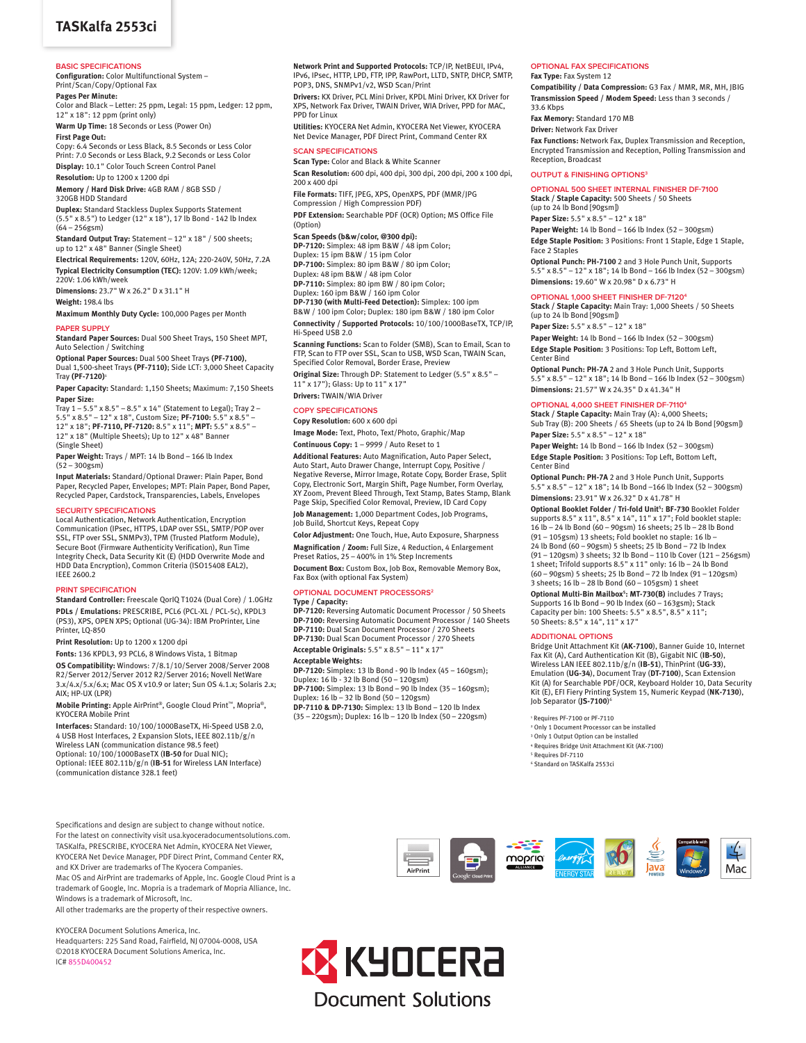# TASKalfa 2553ci

## BASIC SPECIFICATIONS

**Configuration:** Color Multifunctional System – Print/Scan/Copy/Optional Fax

**Pages Per Minute:**
Color and Black – Letter: 25 ppm, Legal: 15 ppm, Ledger: 12 ppm, 12" x 18": 12 ppm (print only)

**Warm Up Time:** 18 Seconds or Less (Power On)

**First Page Out:**
Copy: 6.4 Seconds or Less Black, 8.5 Seconds or Less Color
Print: 7.0 Seconds or Less Black, 9.2 Seconds or Less Color

**Display:** 10.1" Color Touch Screen Control Panel

**Resolution:** Up to 1200 x 1200 dpi

**Memory / Hard Disk Drive:** 4GB RAM / 8GB SSD / 320GB HDD Standard

**Duplex:** Standard Stackless Duplex Supports Statement (5.5" x 8.5") to Ledger (12" x 18"), 17 lb Bond - 142 lb Index (64 – 256gsm)

**Standard Output Tray:** Statement – 12" x 18" / 500 sheets; up to 12" x 48" Banner (Single Sheet)

**Electrical Requirements:** 120V, 60Hz, 12A; 220-240V, 50Hz, 7.2A

**Typical Electricity Consumption (TEC):** 120V: 1.09 kWh/week; 220V: 1.06 kWh/week

**Dimensions:** 23.7" W x 26.2" D x 31.1" H

**Weight:** 198.4 lbs

**Maximum Monthly Duty Cycle:** 100,000 Pages per Month

## PAPER SUPPLY

**Standard Paper Sources:** Dual 500 Sheet Trays, 150 Sheet MPT, Auto Selection / Switching

**Optional Paper Sources:** Dual 500 Sheet Trays **(PF-7100)**, Dual 1,500-sheet Trays **(PF-7110)**; Side LCT: 3,000 Sheet Capacity Tray **(PF-7120)**[1]

**Paper Capacity:** Standard: 1,150 Sheets; Maximum: 7,150 Sheets

**Paper Size:**
Tray 1 – 5.5" x 8.5" – 8.5" x 14" (Statement to Legal); Tray 2 – 5.5" x 8.5" – 12" x 18", Custom Size; **PF-7100:** 5.5" x 8.5" – 12" x 18"; **PF-7110, PF-7120:** 8.5" x 11"; **MPT:** 5.5" x 8.5" – 12" x 18" (Multiple Sheets); Up to 12" x 48" Banner (Single Sheet)

**Paper Weight:** Trays / MPT: 14 lb Bond – 166 lb Index (52 – 300gsm)

**Input Materials:** Standard/Optional Drawer: Plain Paper, Bond Paper, Recycled Paper, Envelopes; MPT: Plain Paper, Bond Paper, Recycled Paper, Cardstock, Transparencies, Labels, Envelopes

## SECURITY SPECIFICATIONS

Local Authentication, Network Authentication, Encryption Communication (IPsec, HTTPS, LDAP over SSL, SMTP/POP over SSL, FTP over SSL, SNMPv3), TPM (Trusted Platform Module), Secure Boot (Firmware Authenticity Verification), Run Time Integrity Check, Data Security Kit (E) (HDD Overwrite Mode and HDD Data Encryption), Common Criteria (ISO15408 EAL2), IEEE 2600.2

## PRINT SPECIFICATION

**Standard Controller:** Freescale QorIQ T1024 (Dual Core) / 1.0GHz

**PDLs / Emulations:** PRESCRIBE, PCL6 (PCL-XL / PCL-5c), KPDL3 (PS3), XPS, OPEN XPS; Optional (UG-34): IBM ProPrinter, Line Printer, LQ-850

**Print Resolution:** Up to 1200 x 1200 dpi

**Fonts:** 136 KPDL3, 93 PCL6, 8 Windows Vista, 1 Bitmap

**OS Compatibility:** Windows: 7/8.1/10/Server 2008/Server 2008 R2/Server 2012/Server 2012 R2/Server 2016; Novell NetWare 3.x/4.x/5.x/6.x; Mac OS X v10.9 or later; Sun OS 4.1.x; Solaris 2.x; AIX; HP-UX (LPR)

**Mobile Printing:** Apple AirPrint®, Google Cloud Print™, Mopria®, KYOCERA Mobile Print

**Interfaces:** Standard: 10/100/1000BaseTX, Hi-Speed USB 2.0, 4 USB Host Interfaces, 2 Expansion Slots, IEEE 802.11b/g/n Wireless LAN (communication distance 98.5 feet)
Optional: 10/100/1000BaseTX **(IB-50** for Dual NIC);
Optional: IEEE 802.11b/g/n **(IB-51** for Wireless LAN Interface) (communication distance 328.1 feet)

**Network Print and Supported Protocols:** TCP/IP, NetBEUI, IPv4, IPv6, IPsec, HTTP, LPD, FTP, IPP, RawPort, LLTD, SNTP, DHCP, SMTP, POP3, DNS, SNMPv1/v2, WSD Scan/Print

**Drivers:** KX Driver, PCL Mini Driver, KPDL Mini Driver, KX Driver for XPS, Network Fax Driver, TWAIN Driver, WIA Driver, PPD for MAC, PPD for Linux

**Utilities:** KYOCERA Net Admin, KYOCERA Net Viewer, KYOCERA Net Device Manager, PDF Direct Print, Command Center RX

## SCAN SPECIFICATIONS

**Scan Type:** Color and Black & White Scanner

**Scan Resolution:** 600 dpi, 400 dpi, 300 dpi, 200 dpi, 200 x 100 dpi, 200 x 400 dpi

**File Formats:** TIFF, JPEG, XPS, OpenXPS, PDF (MMR/JPG Compression / High Compression PDF)

**PDF Extension:** Searchable PDF (OCR) Option; MS Office File (Option)

**Scan Speeds (b&w/color, @300 dpi):**
**DP-7120:** Simplex: 48 ipm B&W / 48 ipm Color; Duplex: 15 ipm B&W / 15 ipm Color
**DP-7100:** Simplex: 80 ipm B&W / 80 ipm Color; Duplex: 48 ipm B&W / 48 ipm Color
**DP-7110:** Simplex: 80 ipm BW / 80 ipm Color; Duplex: 160 ipm B&W / 160 ipm Color
**DP-7130 (with Multi-Feed Detection):** Simplex: 100 ipm B&W / 100 ipm Color; Duplex: 180 ipm B&W / 180 ipm Color

**Connectivity / Supported Protocols:** 10/100/1000BaseTX, TCP/IP, Hi-Speed USB 2.0

**Scanning Functions:** Scan to Folder (SMB), Scan to Email, Scan to FTP, Scan to FTP over SSL, Scan to USB, WSD Scan, TWAIN Scan, Specified Color Removal, Border Erase, Preview

**Original Size:** Through DP: Statement to Ledger (5.5" x 8.5" – 11" x 17"); Glass: Up to 11" x 17"

**Drivers:** TWAIN/WIA Driver

## COPY SPECIFICATIONS

**Copy Resolution:** 600 x 600 dpi

**Image Mode:** Text, Photo, Text/Photo, Graphic/Map

**Continuous Copy:** 1 – 9999 / Auto Reset to 1

**Additional Features:** Auto Magnification, Auto Paper Select, Auto Start, Auto Drawer Change, Interrupt Copy, Positive / Negative Reverse, Mirror Image, Rotate Copy, Border Erase, Split Copy, Electronic Sort, Margin Shift, Page Number, Form Overlay, XY Zoom, Prevent Bleed Through, Text Stamp, Bates Stamp, Blank Page Skip, Specified Color Removal, Preview, ID Card Copy

**Job Management:** 1,000 Department Codes, Job Programs, Job Build, Shortcut Keys, Repeat Copy

**Color Adjustment:** One Touch, Hue, Auto Exposure, Sharpness

**Magnification / Zoom:** Full Size, 4 Reduction, 4 Enlargement Preset Ratios, 25 – 400% in 1% Step Increments

**Document Box:** Custom Box, Job Box, Removable Memory Box, Fax Box (with optional Fax System)

## OPTIONAL DOCUMENT PROCESSORS[2]

**Type / Capacity:**
**DP-7120:** Reversing Automatic Document Processor / 50 Sheets
**DP-7100:** Reversing Automatic Document Processor / 140 Sheets
**DP-7110:** Dual Scan Document Processor / 270 Sheets
**DP-7130:** Dual Scan Document Processor / 270 Sheets

**Acceptable Originals:** 5.5" x 8.5" – 11" x 17"

**Acceptable Weights:**
**DP-7120:** Simplex: 13 lb Bond - 90 lb Index (45 – 160gsm); Duplex: 16 lb - 32 lb Bond (50 – 120gsm)
**DP-7100:** Simplex: 13 lb Bond – 90 lb Index (35 – 160gsm); Duplex: 16 lb – 32 lb Bond (50 – 120gsm)
**DP-7110 & DP-7130:** Simplex: 13 lb Bond – 120 lb Index (35 – 220gsm); Duplex: 16 lb – 120 lb Index (50 – 220gsm)

## OPTIONAL FAX SPECIFICATIONS

**Fax Type:** Fax System 12

**Compatibility / Data Compression:** G3 Fax / MMR, MR, MH, JBIG

**Transmission Speed / Modem Speed:** Less than 3 seconds / 33.6 Kbps

**Fax Memory:** Standard 170 MB

**Driver:** Network Fax Driver

**Fax Functions:** Network Fax, Duplex Transmission and Reception, Encrypted Transmission and Reception, Polling Transmission and Reception, Broadcast

## OUTPUT & FINISHING OPTIONS[3]

### OPTIONAL 500 SHEET INTERNAL FINISHER DF-7100

**Stack / Staple Capacity:** 500 Sheets / 50 Sheets (up to 24 lb Bond [90gsm])

**Paper Size:** 5.5" x 8.5" – 12" x 18"

**Paper Weight:** 14 lb Bond – 166 lb Index (52 – 300gsm)

**Edge Staple Position:** 3 Positions: Front 1 Staple, Edge 1 Staple, Face 2 Staples

**Optional Punch: PH-7100** 2 and 3 Hole Punch Unit, Supports 5.5" x 8.5" – 12" x 18"; 14 lb Bond – 166 lb Index (52 – 300gsm)

**Dimensions:** 19.60" W x 20.98" D x 6.73" H

### OPTIONAL 1,000 SHEET FINISHER DF-7120[4]

**Stack / Staple Capacity:** Main Tray: 1,000 Sheets / 50 Sheets (up to 24 lb Bond [90gsm])

**Paper Size:** 5.5" x 8.5" – 12" x 18"

**Paper Weight:** 14 lb Bond – 166 lb Index (52 – 300gsm)

**Edge Staple Position:** 3 Positions: Top Left, Bottom Left, Center Bind

**Optional Punch: PH-7A** 2 and 3 Hole Punch Unit, Supports 5.5" x 8.5" – 12" x 18"; 14 lb Bond – 166 lb Index (52 – 300gsm)

**Dimensions:** 21.57" W x 24.35" D x 41.34" H

### OPTIONAL 4,000 SHEET FINISHER DF-7110[4]

**Stack / Staple Capacity:** Main Tray (A): 4,000 Sheets; Sub Tray (B): 200 Sheets / 65 Sheets (up to 24 lb Bond [90gsm])

**Paper Size:** 5.5" x 8.5" – 12" x 18"

**Paper Weight:** 14 lb Bond – 166 lb Index (52 – 300gsm)

**Edge Staple Position:** 3 Positions: Top Left, Bottom Left, Center Bind

**Optional Punch: PH-7A** 2 and 3 Hole Punch Unit, Supports 5.5" x 8.5" – 12" x 18"; 14 lb Bond –166 lb Index (52 – 300gsm)

**Dimensions:** 23.91" W x 26.32" D x 41.78" H

**Optional Booklet Folder / Tri-fold Unit[5]: BF-730** Booklet Folder supports 8.5" x 11", 8.5" x 14", 11" x 17"; Fold booklet staple: 16 lb – 24 lb Bond (60 – 90gsm) 16 sheets; 25 lb – 28 lb Bond (91 – 105gsm) 13 sheets; Fold booklet no staple: 16 lb – 24 lb Bond (60 – 90gsm) 5 sheets; 25 lb Bond – 72 lb Index (91 – 120gsm) 3 sheets; 32 lb Bond – 110 lb Cover (121 – 256gsm) 1 sheet; Trifold supports 8.5" x 11" only: 16 lb – 24 lb Bond (60 – 90gsm) 5 sheets; 25 lb Bond – 72 lb Index (91 – 120gsm) 3 sheets; 16 lb – 28 lb Bond (60 – 105gsm) 1 sheet

**Optional Multi-Bin Mailbox[5]: MT-730(B)** includes 7 Trays; Supports 16 lb Bond – 90 lb Index (60 – 163gsm); Stack Capacity per bin: 100 Sheets: 5.5" x 8.5", 8.5" x 11"; 50 Sheets: 8.5" x 14", 11" x 17"

## ADDITIONAL OPTIONS

Bridge Unit Attachment Kit **(AK-7100)**, Banner Guide 10, Internet Fax Kit (A), Card Authentication Kit (B), Gigabit NIC **(IB-50)**, Wireless LAN IEEE 802.11b/g/n **(IB-51)**, ThinPrint **(UG-33)**, Emulation **(UG-34)**, Document Tray **(DT-7100)**, Scan Extension Kit (A) for Searchable PDF/OCR, Keyboard Holder 10, Data Security Kit (E), EFI Fiery Printing System 15, Numeric Keypad **(NK-7130)**, Job Separator **(JS-7100)**[6]

[1] Requires PF-7100 or PF-7110
[2] Only 1 Document Processor can be installed
[3] Only 1 Output Option can be installed
[4] Requires Bridge Unit Attachment Kit (AK-7100)
[5] Requires DF-7110
[6] Standard on TASKalfa 2553ci

Specifications and design are subject to change without notice.
For the latest on connectivity visit usa.kyoceradocumentsolutions.com.
TASKalfa, PRESCRIBE, KYOCERA Net Admin, KYOCERA Net Viewer, KYOCERA Net Device Manager, PDF Direct Print, Command Center RX, and KX Driver are trademarks of The Kyocera Companies.
Mac OS and AirPrint are trademarks of Apple, Inc. Google Cloud Print is a trademark of Google, Inc. Mopria is a trademark of Mopria Alliance, Inc.
Windows is a trademark of Microsoft, Inc.
All other trademarks are the property of their respective owners.

KYOCERA Document Solutions America, Inc.
Headquarters: 225 Sand Road, Fairfield, NJ 07004-0008, USA
©2018 KYOCERA Document Solutions America, Inc.
IC# 855D400452

KYOCERA Document Solutions